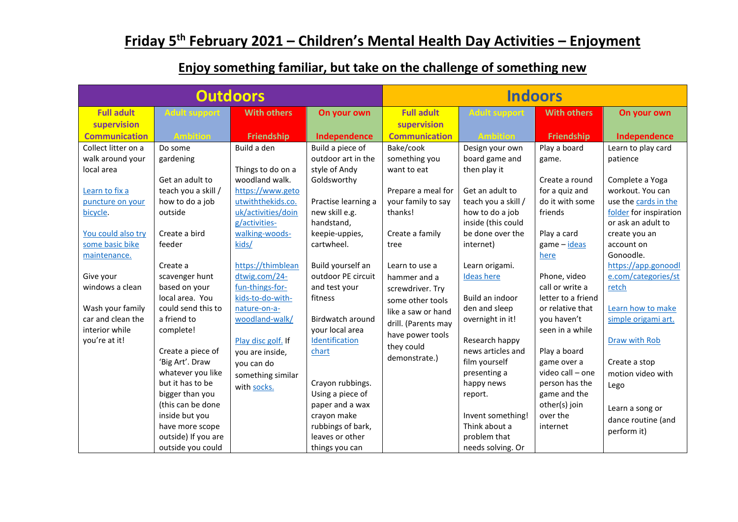# Friday 5th February 2021 – Children's Mental Health Day Activities – Enjoyment

## Enjoy something familiar, but take on the challenge of something new

| Outdoors | | | | Indoors | | | |
|---|---|---|---|---|---|---|---|
| Full adult supervision Communication | Adult support Ambition | With others Friendship | On your own Independence | Full adult supervision Communication | Adult support Ambition | With others Friendship | On your own Independence |
| Collect litter on a walk around your local area<br><br>Learn to fix a puncture on your bicycle.<br><br>You could also try some basic bike maintenance.<br><br>Give your windows a clean<br><br>Wash your family car and clean the interior while you're at it! | Do some gardening<br><br>Get an adult to teach you a skill / how to do a job outside<br><br>Create a bird feeder<br><br>Create a scavenger hunt based on your local area. You could send this to a friend to complete!<br><br>Create a piece of 'Big Art'. Draw whatever you like but it has to be bigger than you (this can be done inside but you have more scope outside) If you are outside you could | Build a den<br><br>Things to do on a woodland walk. https://www.getoutwiththekids.co.uk/activities/doing/activities-walking-woods-kids/<br><br>https://thimbleandtwig.com/24-fun-things-for-kids-to-do-with-nature-on-a-woodland-walk/<br><br>Play disc golf. If you are inside, you can do something similar with socks. | Build a piece of outdoor art in the style of Andy Goldsworthy<br><br>Practise learning a new skill e.g. handstand, keepie-uppies, cartwheel.<br><br>Build yourself an outdoor PE circuit and test your fitness<br><br>Birdwatch around your local area Identification chart<br><br>Crayon rubbings. Using a piece of paper and a wax crayon make rubbings of bark, leaves or other things you can | Bake/cook something you want to eat<br><br>Prepare a meal for your family to say thanks!<br><br>Create a family tree<br><br>Learn to use a hammer and a screwdriver. Try some other tools like a saw or hand drill. (Parents may have power tools they could demonstrate.) | Design your own board game and then play it<br><br>Get an adult to teach you a skill / how to do a job inside (this could be done over the internet)<br><br>Learn origami. Ideas here<br><br>Build an indoor den and sleep overnight in it!<br><br>Research happy news articles and film yourself presenting a happy news report.<br><br>Invent something! Think about a problem that needs solving. Or | Play a board game.<br><br>Create a round for a quiz and do it with some friends<br><br>Play a card game – ideas here<br><br>Phone, video call or write a letter to a friend or relative that you haven't seen in a while<br><br>Play a board game over a video call – one person has the game and the other(s) join over the internet | Learn to play card patience<br><br>Complete a Yoga workout. You can use the cards in the folder for inspiration or ask an adult to create you an account on Gonoodle. https://app.gonoodle.com/categories/stretch<br><br>Learn how to make simple origami art.<br><br>Draw with Rob<br><br>Create a stop motion video with Lego<br><br>Learn a song or dance routine (and perform it) |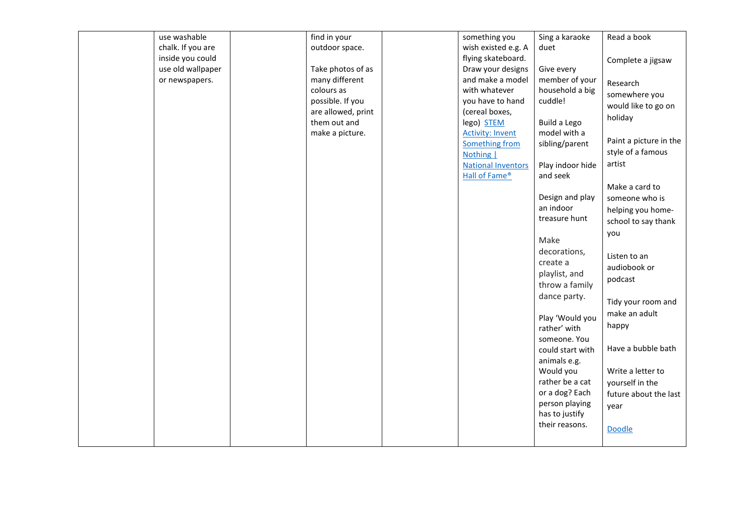|  |  |  |  |  |  |  |  |
|---|---|---|---|---|---|---|---|
|  | use washable chalk. If you are inside you could use old wallpaper or newspapers. |  | find in your outdoor space.<br><br>Take photos of as many different colours as possible. If you are allowed, print them out and make a picture. |  | something you wish existed e.g. A flying skateboard. Draw your designs and make a model with whatever you have to hand (cereal boxes, lego) [STEM Activity: Invent Something from Nothing \| National Inventors Hall of Fame®]() | Sing a karaoke duet<br><br>Give every member of your household a big cuddle!<br><br>Build a Lego model with a sibling/parent<br><br>Play indoor hide and seek<br><br>Design and play an indoor treasure hunt<br><br>Make decorations, create a playlist, and throw a family dance party.<br><br>Play 'Would you rather' with someone. You could start with animals e.g. Would you rather be a cat or a dog? Each person playing has to justify their reasons. | Read a book<br><br>Complete a jigsaw<br><br>Research somewhere you would like to go on holiday<br><br>Paint a picture in the style of a famous artist<br><br>Make a card to someone who is helping you home-school to say thank you<br><br>Listen to an audiobook or podcast<br><br>Tidy your room and make an adult happy<br><br>Have a bubble bath<br><br>Write a letter to yourself in the future about the last year<br><br>[Doodle]() |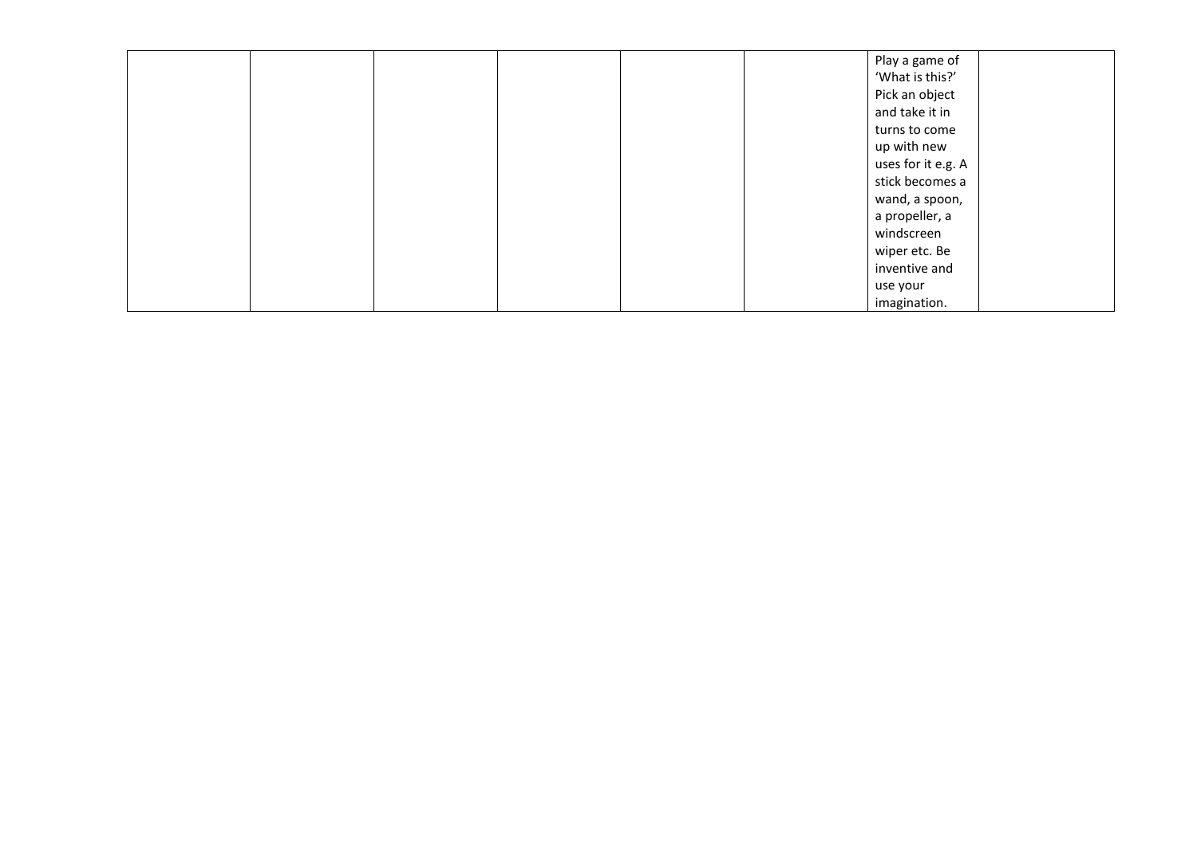| | | | | | | | |
|---|---|---|---|---|---|---|---|
| | | | | | | Play a game of 'What is this?' Pick an object and take it in turns to come up with new uses for it e.g. A stick becomes a wand, a spoon, a propeller, a windscreen wiper etc. Be inventive and use your imagination. | |